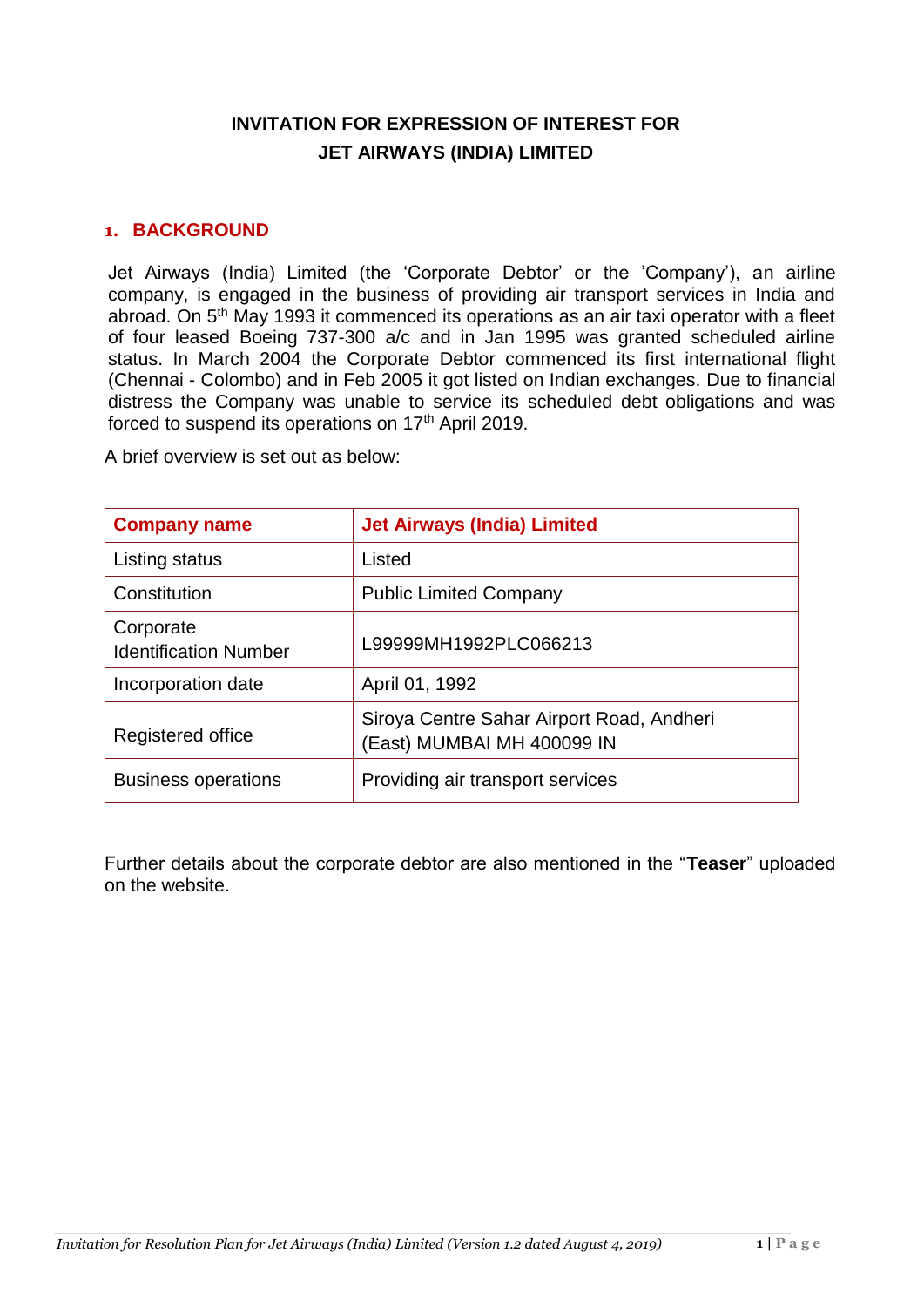# INVITATION FOR EXPRESSION OF INTEREST FOR JET AIRWAYS (INDIA) LIMITED

## 1. BACKGROUND

Jet Airways (India) Limited (the 'Corporate Debtor' or the 'Company'), an airline company, is engaged in the business of providing air transport services in India and abroad. On 5th May 1993 it commenced its operations as an air taxi operator with a fleet of four leased Boeing 737-300 a/c and in Jan 1995 was granted scheduled airline status. In March 2004 the Corporate Debtor commenced its first international flight (Chennai - Colombo) and in Feb 2005 it got listed on Indian exchanges. Due to financial distress the Company was unable to service its scheduled debt obligations and was forced to suspend its operations on 17th April 2019.

A brief overview is set out as below:

| **Company name** | **Jet Airways (India) Limited** |
|---|---|
| Listing status | Listed |
| Constitution | Public Limited Company |
| Corporate Identification Number | L99999MH1992PLC066213 |
| Incorporation date | April 01, 1992 |
| Registered office | Siroya Centre Sahar Airport Road, Andheri (East) MUMBAI MH 400099 IN |
| Business operations | Providing air transport services |

Further details about the corporate debtor are also mentioned in the "**Teaser**" uploaded on the website.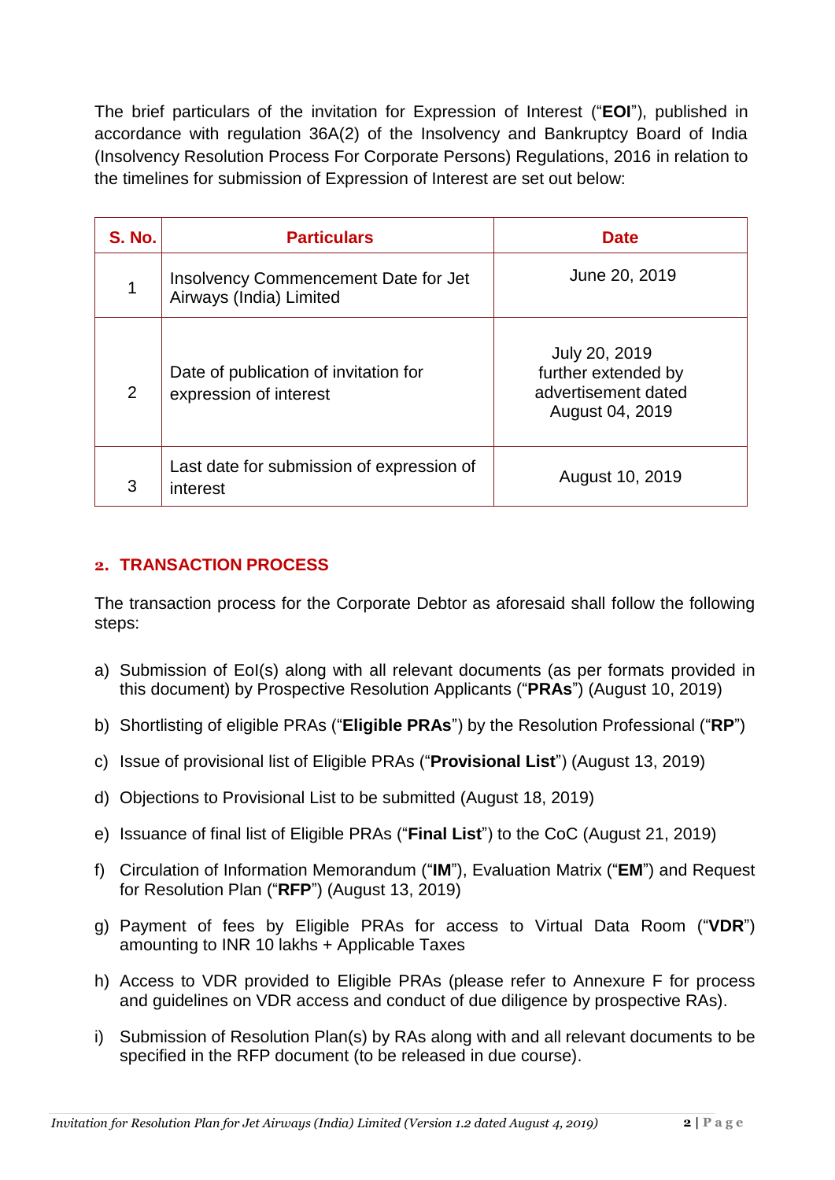The brief particulars of the invitation for Expression of Interest ("**EOI**"), published in accordance with regulation 36A(2) of the Insolvency and Bankruptcy Board of India (Insolvency Resolution Process For Corporate Persons) Regulations, 2016 in relation to the timelines for submission of Expression of Interest are set out below:

| S. No. | Particulars | Date |
|---|---|---|
| 1 | Insolvency Commencement Date for Jet Airways (India) Limited | June 20, 2019 |
| 2 | Date of publication of invitation for expression of interest | July 20, 2019 further extended by advertisement dated August 04, 2019 |
| 3 | Last date for submission of expression of interest | August 10, 2019 |

## 2. TRANSACTION PROCESS

The transaction process for the Corporate Debtor as aforesaid shall follow the following steps:

a) Submission of EoI(s) along with all relevant documents (as per formats provided in this document) by Prospective Resolution Applicants ("**PRAs**") (August 10, 2019)

b) Shortlisting of eligible PRAs ("**Eligible PRAs**") by the Resolution Professional ("**RP**")

c) Issue of provisional list of Eligible PRAs ("**Provisional List**") (August 13, 2019)

d) Objections to Provisional List to be submitted (August 18, 2019)

e) Issuance of final list of Eligible PRAs ("**Final List**") to the CoC (August 21, 2019)

f) Circulation of Information Memorandum ("**IM**"), Evaluation Matrix ("**EM**") and Request for Resolution Plan ("**RFP**") (August 13, 2019)

g) Payment of fees by Eligible PRAs for access to Virtual Data Room ("**VDR**") amounting to INR 10 lakhs + Applicable Taxes

h) Access to VDR provided to Eligible PRAs (please refer to Annexure F for process and guidelines on VDR access and conduct of due diligence by prospective RAs).

i) Submission of Resolution Plan(s) by RAs along with and all relevant documents to be specified in the RFP document (to be released in due course).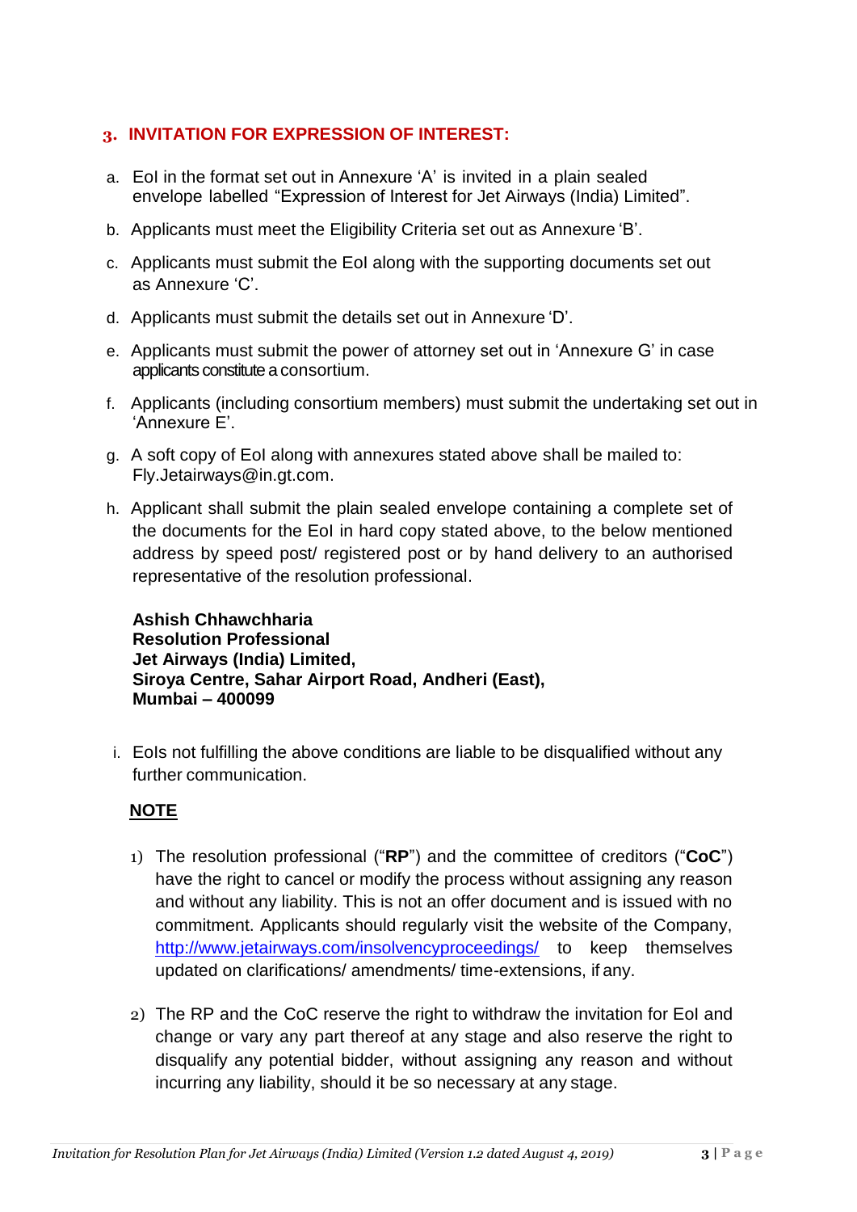## 3. INVITATION FOR EXPRESSION OF INTEREST:

a. EoI in the format set out in Annexure ‘A’ is invited in a plain sealed envelope labelled “Expression of Interest for Jet Airways (India) Limited”.

b. Applicants must meet the Eligibility Criteria set out as Annexure ‘B’.

c. Applicants must submit the EoI along with the supporting documents set out as Annexure ‘C’.

d. Applicants must submit the details set out in Annexure ‘D’.

e. Applicants must submit the power of attorney set out in ‘Annexure G’ in case applicants constitute a consortium.

f. Applicants (including consortium members) must submit the undertaking set out in ‘Annexure E’.

g. A soft copy of EoI along with annexures stated above shall be mailed to: Fly.Jetairways@in.gt.com.

h. Applicant shall submit the plain sealed envelope containing a complete set of the documents for the EoI in hard copy stated above, to the below mentioned address by speed post/ registered post or by hand delivery to an authorised representative of the resolution professional.

**Ashish Chhawchharia**
**Resolution Professional**
**Jet Airways (India) Limited,**
**Siroya Centre, Sahar Airport Road, Andheri (East),**
**Mumbai – 400099**

i. EoIs not fulfilling the above conditions are liable to be disqualified without any further communication.

**NOTE**

1) The resolution professional (“**RP**”) and the committee of creditors (“**CoC**”) have the right to cancel or modify the process without assigning any reason and without any liability. This is not an offer document and is issued with no commitment. Applicants should regularly visit the website of the Company, http://www.jetairways.com/insolvencyproceedings/ to keep themselves updated on clarifications/ amendments/ time-extensions, if any.

2) The RP and the CoC reserve the right to withdraw the invitation for EoI and change or vary any part thereof at any stage and also reserve the right to disqualify any potential bidder, without assigning any reason and without incurring any liability, should it be so necessary at any stage.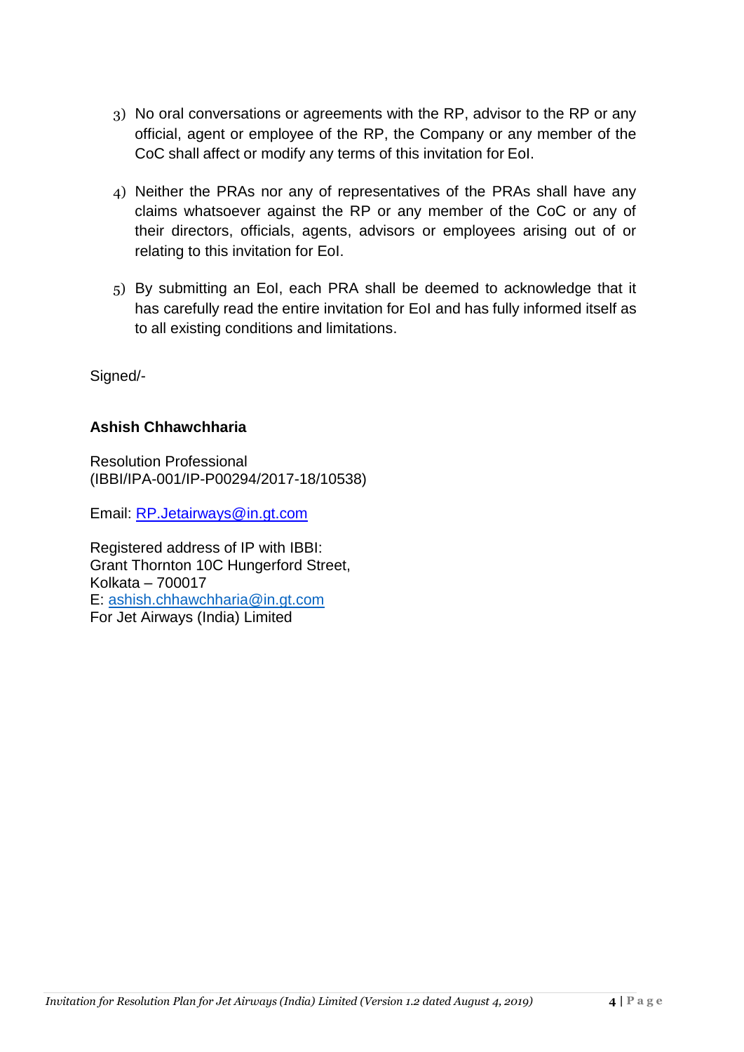3) No oral conversations or agreements with the RP, advisor to the RP or any official, agent or employee of the RP, the Company or any member of the CoC shall affect or modify any terms of this invitation for EoI.

4) Neither the PRAs nor any of representatives of the PRAs shall have any claims whatsoever against the RP or any member of the CoC or any of their directors, officials, agents, advisors or employees arising out of or relating to this invitation for EoI.

5) By submitting an EoI, each PRA shall be deemed to acknowledge that it has carefully read the entire invitation for EoI and has fully informed itself as to all existing conditions and limitations.

Signed/-

**Ashish Chhawchharia**

Resolution Professional
(IBBI/IPA-001/IP-P00294/2017-18/10538)

Email: RP.Jetairways@in.gt.com

Registered address of IP with IBBI:
Grant Thornton 10C Hungerford Street,
Kolkata – 700017
E: ashish.chhawchharia@in.gt.com
For Jet Airways (India) Limited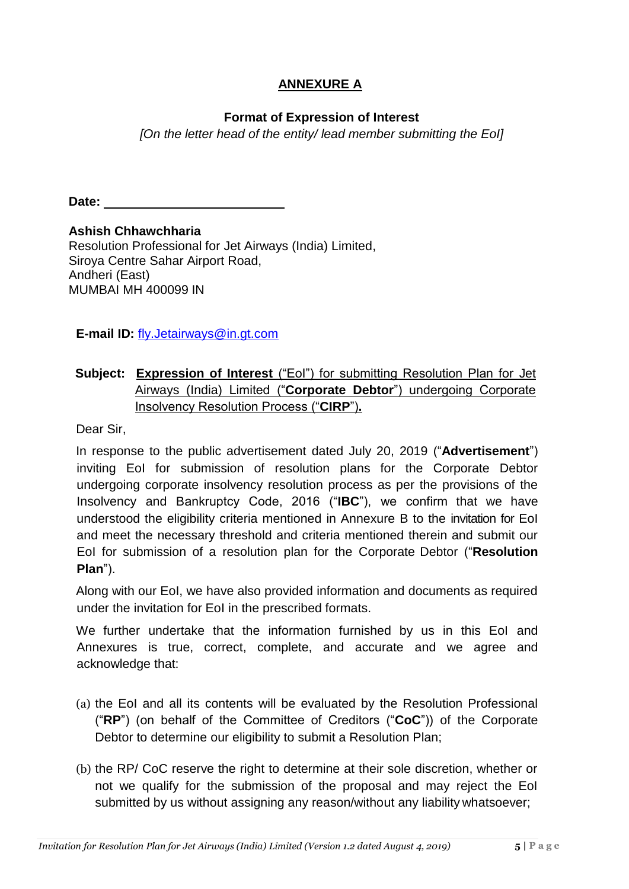## ANNEXURE A

**Format of Expression of Interest**

*[On the letter head of the entity/ lead member submitting the EoI]*

**Date:** ____________________

**Ashish Chhawchharia**
Resolution Professional for Jet Airways (India) Limited,
Siroya Centre Sahar Airport Road,
Andheri (East)
MUMBAI MH 400099 IN

**E-mail ID:** fly.Jetairways@in.gt.com

**Subject:** **Expression of Interest** ("EoI") for submitting Resolution Plan for Jet Airways (India) Limited ("**Corporate Debtor**") undergoing Corporate Insolvency Resolution Process ("**CIRP**")**.**

Dear Sir,

In response to the public advertisement dated July 20, 2019 ("**Advertisement**") inviting EoI for submission of resolution plans for the Corporate Debtor undergoing corporate insolvency resolution process as per the provisions of the Insolvency and Bankruptcy Code, 2016 ("**IBC**"), we confirm that we have understood the eligibility criteria mentioned in Annexure B to the invitation for EoI and meet the necessary threshold and criteria mentioned therein and submit our EoI for submission of a resolution plan for the Corporate Debtor ("**Resolution Plan**").

Along with our EoI, we have also provided information and documents as required under the invitation for EoI in the prescribed formats.

We further undertake that the information furnished by us in this EoI and Annexures is true, correct, complete, and accurate and we agree and acknowledge that:

(a) the EoI and all its contents will be evaluated by the Resolution Professional ("**RP**") (on behalf of the Committee of Creditors ("**CoC**")) of the Corporate Debtor to determine our eligibility to submit a Resolution Plan;

(b) the RP/ CoC reserve the right to determine at their sole discretion, whether or not we qualify for the submission of the proposal and may reject the EoI submitted by us without assigning any reason/without any liability whatsoever;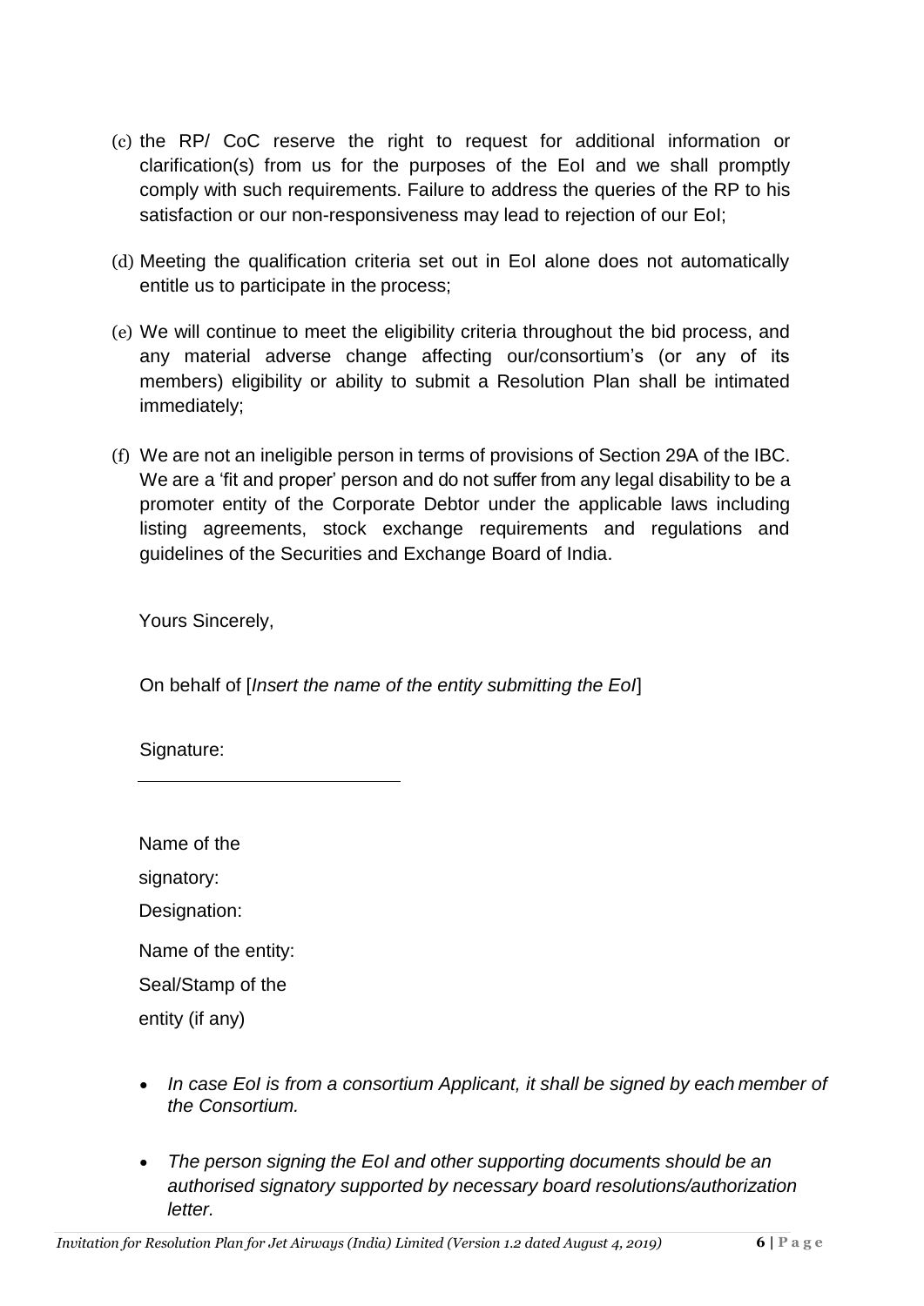(c) the RP/ CoC reserve the right to request for additional information or clarification(s) from us for the purposes of the EoI and we shall promptly comply with such requirements. Failure to address the queries of the RP to his satisfaction or our non-responsiveness may lead to rejection of our EoI;

(d) Meeting the qualification criteria set out in EoI alone does not automatically entitle us to participate in the process;

(e) We will continue to meet the eligibility criteria throughout the bid process, and any material adverse change affecting our/consortium's (or any of its members) eligibility or ability to submit a Resolution Plan shall be intimated immediately;

(f) We are not an ineligible person in terms of provisions of Section 29A of the IBC. We are a 'fit and proper' person and do not suffer from any legal disability to be a promoter entity of the Corporate Debtor under the applicable laws including listing agreements, stock exchange requirements and regulations and guidelines of the Securities and Exchange Board of India.

Yours Sincerely,

On behalf of [*Insert the name of the entity submitting the EoI*]

Signature:

\_\_\_\_\_\_\_\_\_\_\_\_\_\_\_\_\_\_\_\_\_\_\_\_\_\_

Name of the signatory:

Designation:

Name of the entity:

Seal/Stamp of the entity (if any)

- *In case EoI is from a consortium Applicant, it shall be signed by each member of the Consortium.*
- *The person signing the EoI and other supporting documents should be an authorised signatory supported by necessary board resolutions/authorization letter.*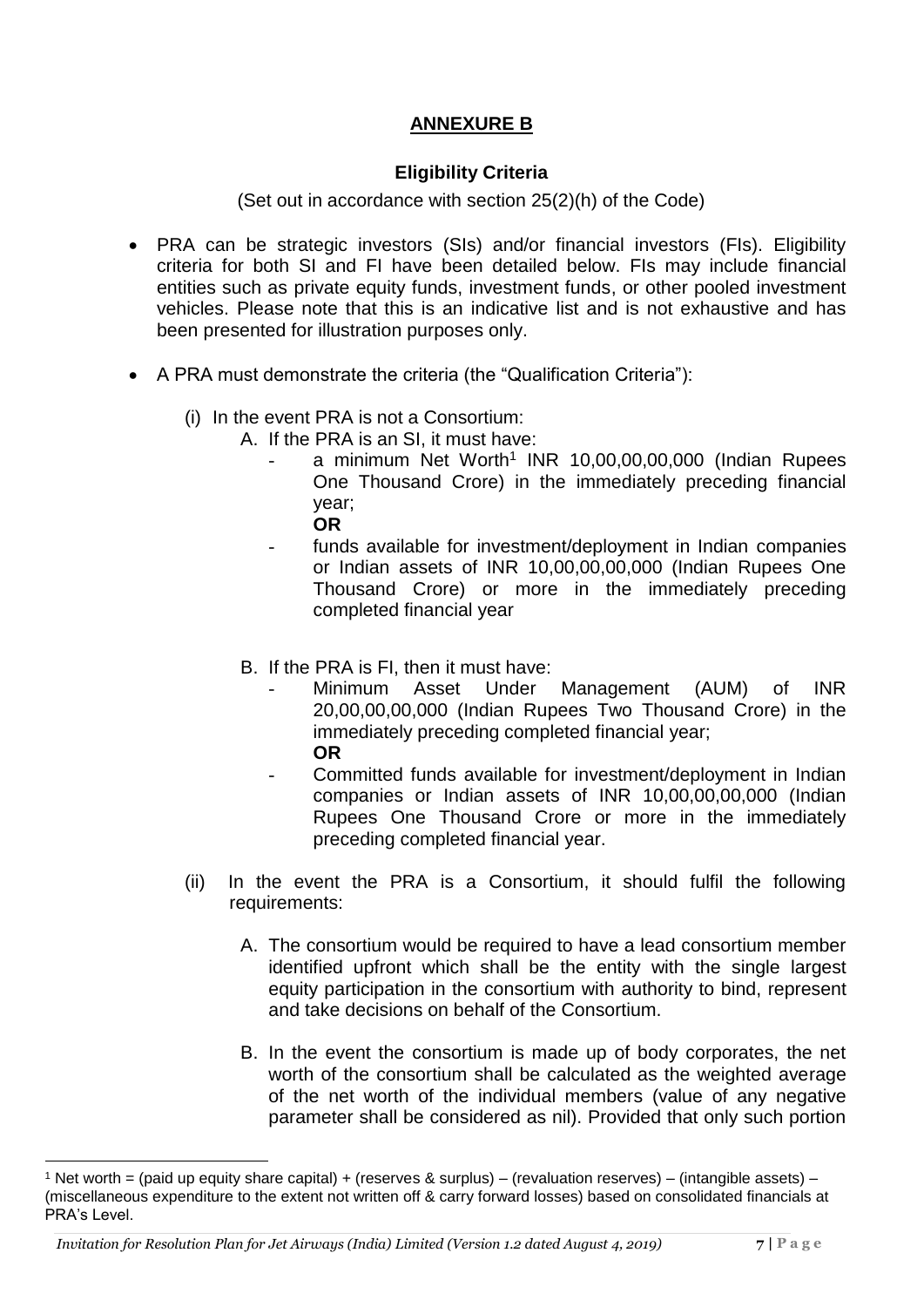## ANNEXURE B

### Eligibility Criteria

(Set out in accordance with section 25(2)(h) of the Code)

- PRA can be strategic investors (SIs) and/or financial investors (FIs). Eligibility criteria for both SI and FI have been detailed below. FIs may include financial entities such as private equity funds, investment funds, or other pooled investment vehicles. Please note that this is an indicative list and is not exhaustive and has been presented for illustration purposes only.

- A PRA must demonstrate the criteria (the "Qualification Criteria"):

  (i) In the event PRA is not a Consortium:

    A. If the PRA is an SI, it must have:

      - a minimum Net Worth[1] INR 10,00,00,00,000 (Indian Rupees One Thousand Crore) in the immediately preceding financial year;

        **OR**

      - funds available for investment/deployment in Indian companies or Indian assets of INR 10,00,00,00,000 (Indian Rupees One Thousand Crore) or more in the immediately preceding completed financial year

    B. If the PRA is FI, then it must have:

      - Minimum Asset Under Management (AUM) of INR 20,00,00,00,000 (Indian Rupees Two Thousand Crore) in the immediately preceding completed financial year;

        **OR**

      - Committed funds available for investment/deployment in Indian companies or Indian assets of INR 10,00,00,00,000 (Indian Rupees One Thousand Crore or more in the immediately preceding completed financial year.

  (ii) In the event the PRA is a Consortium, it should fulfil the following requirements:

    A. The consortium would be required to have a lead consortium member identified upfront which shall be the entity with the single largest equity participation in the consortium with authority to bind, represent and take decisions on behalf of the Consortium.

    B. In the event the consortium is made up of body corporates, the net worth of the consortium shall be calculated as the weighted average of the net worth of the individual members (value of any negative parameter shall be considered as nil). Provided that only such portion

---

[1] Net worth = (paid up equity share capital) + (reserves & surplus) – (revaluation reserves) – (intangible assets) – (miscellaneous expenditure to the extent not written off & carry forward losses) based on consolidated financials at PRA's Level.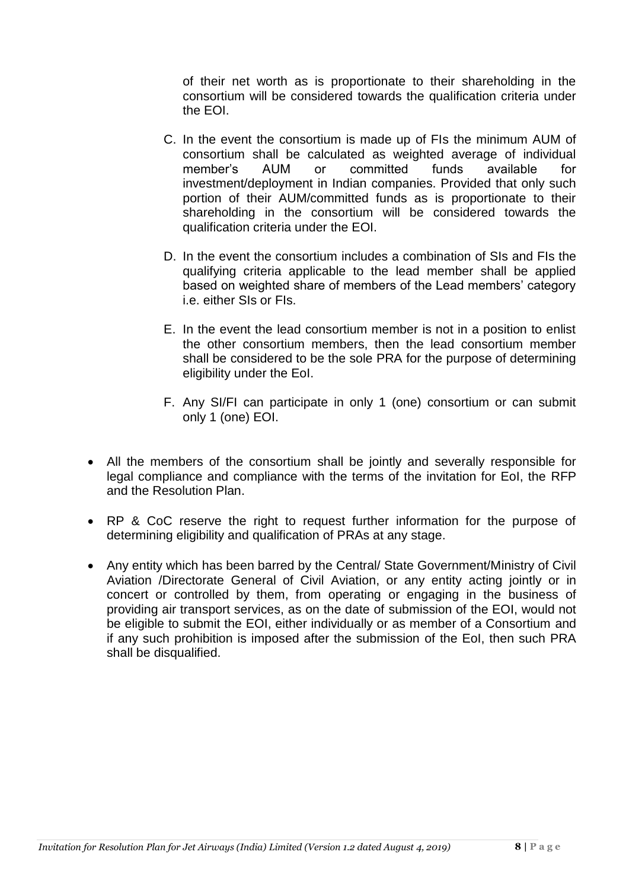of their net worth as is proportionate to their shareholding in the consortium will be considered towards the qualification criteria under the EOI.

C. In the event the consortium is made up of FIs the minimum AUM of consortium shall be calculated as weighted average of individual member's AUM or committed funds available for investment/deployment in Indian companies. Provided that only such portion of their AUM/committed funds as is proportionate to their shareholding in the consortium will be considered towards the qualification criteria under the EOI.

D. In the event the consortium includes a combination of SIs and FIs the qualifying criteria applicable to the lead member shall be applied based on weighted share of members of the Lead members' category i.e. either SIs or FIs.

E. In the event the lead consortium member is not in a position to enlist the other consortium members, then the lead consortium member shall be considered to be the sole PRA for the purpose of determining eligibility under the EoI.

F. Any SI/FI can participate in only 1 (one) consortium or can submit only 1 (one) EOI.

- All the members of the consortium shall be jointly and severally responsible for legal compliance and compliance with the terms of the invitation for EoI, the RFP and the Resolution Plan.
- RP & CoC reserve the right to request further information for the purpose of determining eligibility and qualification of PRAs at any stage.
- Any entity which has been barred by the Central/ State Government/Ministry of Civil Aviation /Directorate General of Civil Aviation, or any entity acting jointly or in concert or controlled by them, from operating or engaging in the business of providing air transport services, as on the date of submission of the EOI, would not be eligible to submit the EOI, either individually or as member of a Consortium and if any such prohibition is imposed after the submission of the EoI, then such PRA shall be disqualified.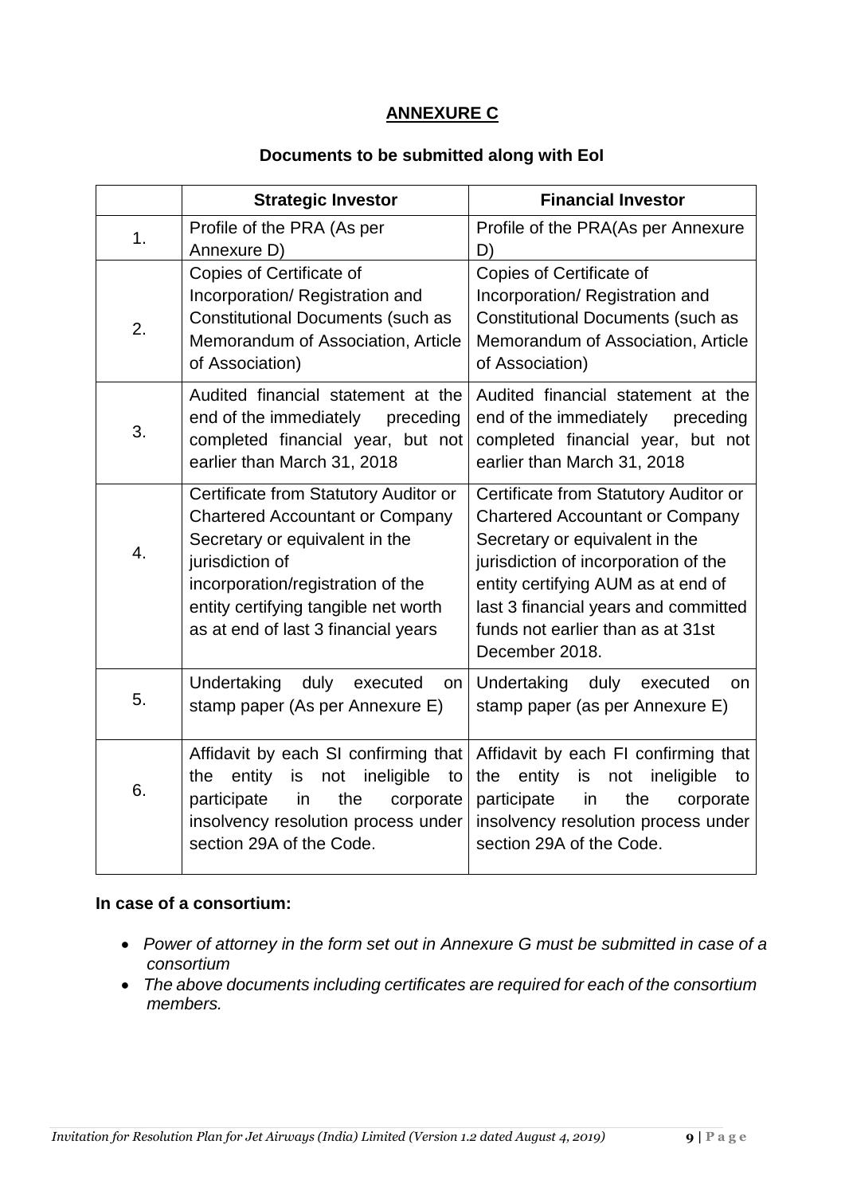## ANNEXURE C

### Documents to be submitted along with EoI

| | Strategic Investor | Financial Investor |
|---|---|---|
| 1. | Profile of the PRA (As per Annexure D) | Profile of the PRA(As per Annexure D) |
| 2. | Copies of Certificate of Incorporation/ Registration and Constitutional Documents (such as Memorandum of Association, Article of Association) | Copies of Certificate of Incorporation/ Registration and Constitutional Documents (such as Memorandum of Association, Article of Association) |
| 3. | Audited financial statement at the end of the immediately preceding completed financial year, but not earlier than March 31, 2018 | Audited financial statement at the end of the immediately preceding completed financial year, but not earlier than March 31, 2018 |
| 4. | Certificate from Statutory Auditor or Chartered Accountant or Company Secretary or equivalent in the jurisdiction of incorporation/registration of the entity certifying tangible net worth as at end of last 3 financial years | Certificate from Statutory Auditor or Chartered Accountant or Company Secretary or equivalent in the jurisdiction of incorporation of the entity certifying AUM as at end of last 3 financial years and committed funds not earlier than as at 31st December 2018. |
| 5. | Undertaking duly executed on stamp paper (As per Annexure E) | Undertaking duly executed on stamp paper (as per Annexure E) |
| 6. | Affidavit by each SI confirming that the entity is not ineligible to participate in the corporate insolvency resolution process under section 29A of the Code. | Affidavit by each FI confirming that the entity is not ineligible to participate in the corporate insolvency resolution process under section 29A of the Code. |

**In case of a consortium:**

- *Power of attorney in the form set out in Annexure G must be submitted in case of a consortium*
- *The above documents including certificates are required for each of the consortium members.*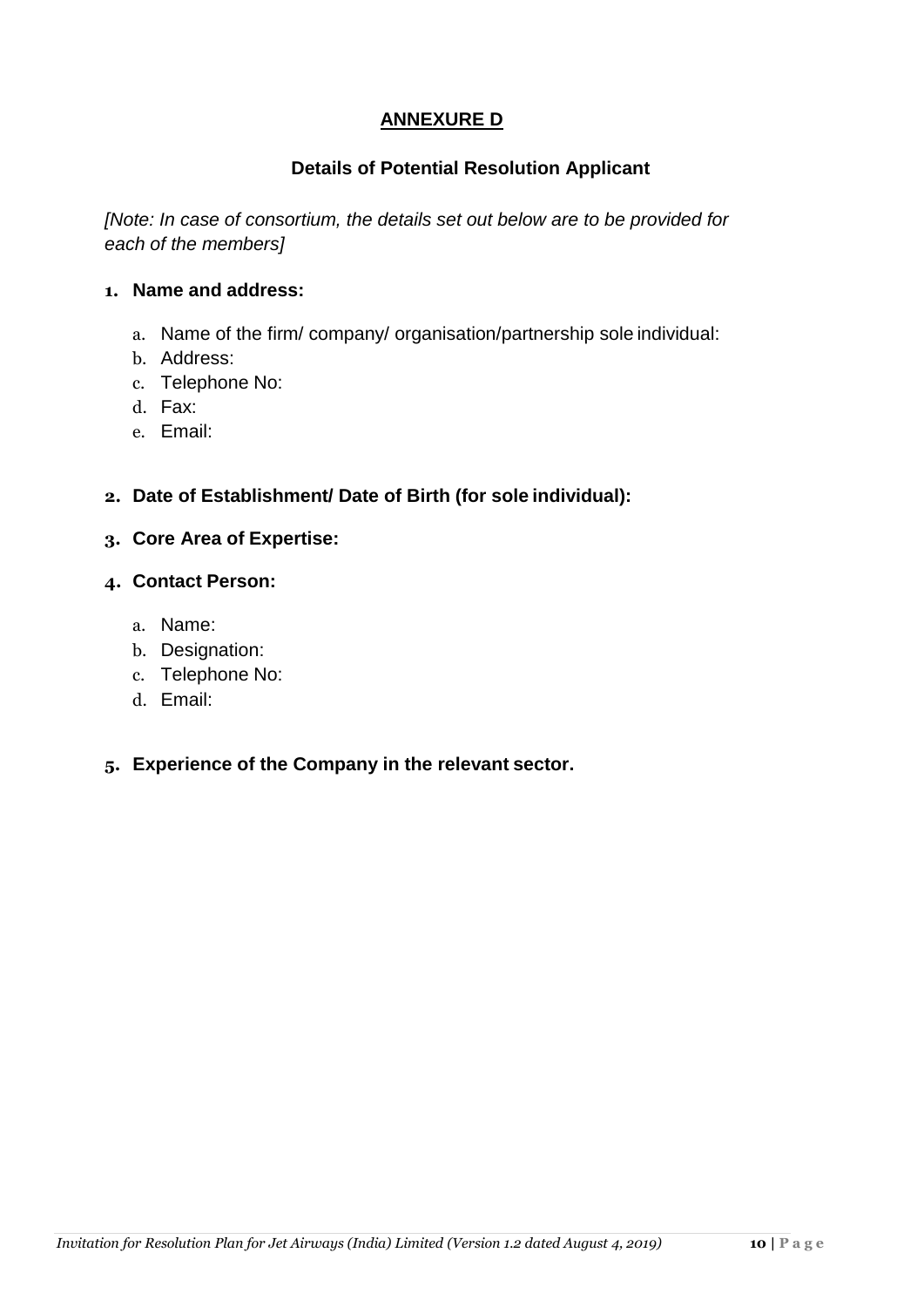## ANNEXURE D

### Details of Potential Resolution Applicant

*[Note: In case of consortium, the details set out below are to be provided for each of the members]*

1. **Name and address:**
    a. Name of the firm/ company/ organisation/partnership sole individual:
    b. Address:
    c. Telephone No:
    d. Fax:
    e. Email:

2. **Date of Establishment/ Date of Birth (for sole individual):**

3. **Core Area of Expertise:**

4. **Contact Person:**
    a. Name:
    b. Designation:
    c. Telephone No:
    d. Email:

5. **Experience of the Company in the relevant sector.**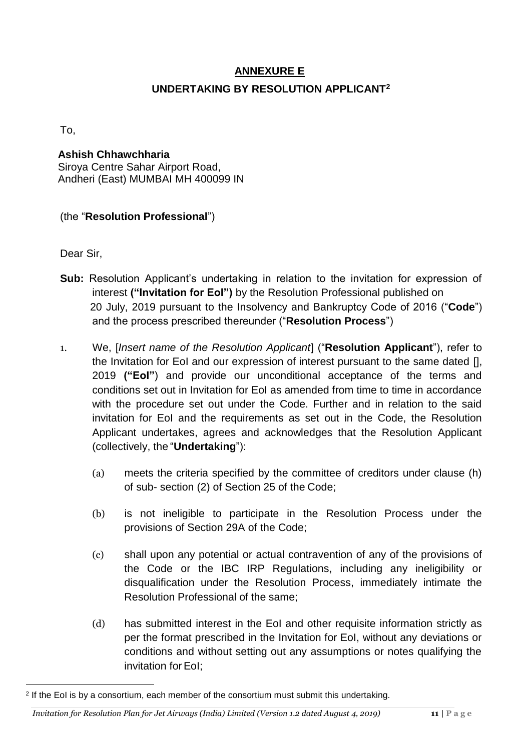## ANNEXURE E

### UNDERTAKING BY RESOLUTION APPLICANT[2]

To,

**Ashish Chhawchharia**
Siroya Centre Sahar Airport Road,
Andheri (East) MUMBAI MH 400099 IN

(the "**Resolution Professional**")

Dear Sir,

**Sub:** Resolution Applicant's undertaking in relation to the invitation for expression of interest **("Invitation for EoI")** by the Resolution Professional published on 20 July, 2019 pursuant to the Insolvency and Bankruptcy Code of 2016 ("**Code**") and the process prescribed thereunder ("**Resolution Process**")

1. We, [*Insert name of the Resolution Applicant*] ("**Resolution Applicant**"), refer to the Invitation for EoI and our expression of interest pursuant to the same dated [], 2019 **("EoI"**) and provide our unconditional acceptance of the terms and conditions set out in Invitation for EoI as amended from time to time in accordance with the procedure set out under the Code. Further and in relation to the said invitation for EoI and the requirements as set out in the Code, the Resolution Applicant undertakes, agrees and acknowledges that the Resolution Applicant (collectively, the "**Undertaking**"):

   (a) meets the criteria specified by the committee of creditors under clause (h) of sub- section (2) of Section 25 of the Code;

   (b) is not ineligible to participate in the Resolution Process under the provisions of Section 29A of the Code;

   (c) shall upon any potential or actual contravention of any of the provisions of the Code or the IBC IRP Regulations, including any ineligibility or disqualification under the Resolution Process, immediately intimate the Resolution Professional of the same;

   (d) has submitted interest in the EoI and other requisite information strictly as per the format prescribed in the Invitation for EoI, without any deviations or conditions and without setting out any assumptions or notes qualifying the invitation for EoI;

---

[2] If the EoI is by a consortium, each member of the consortium must submit this undertaking.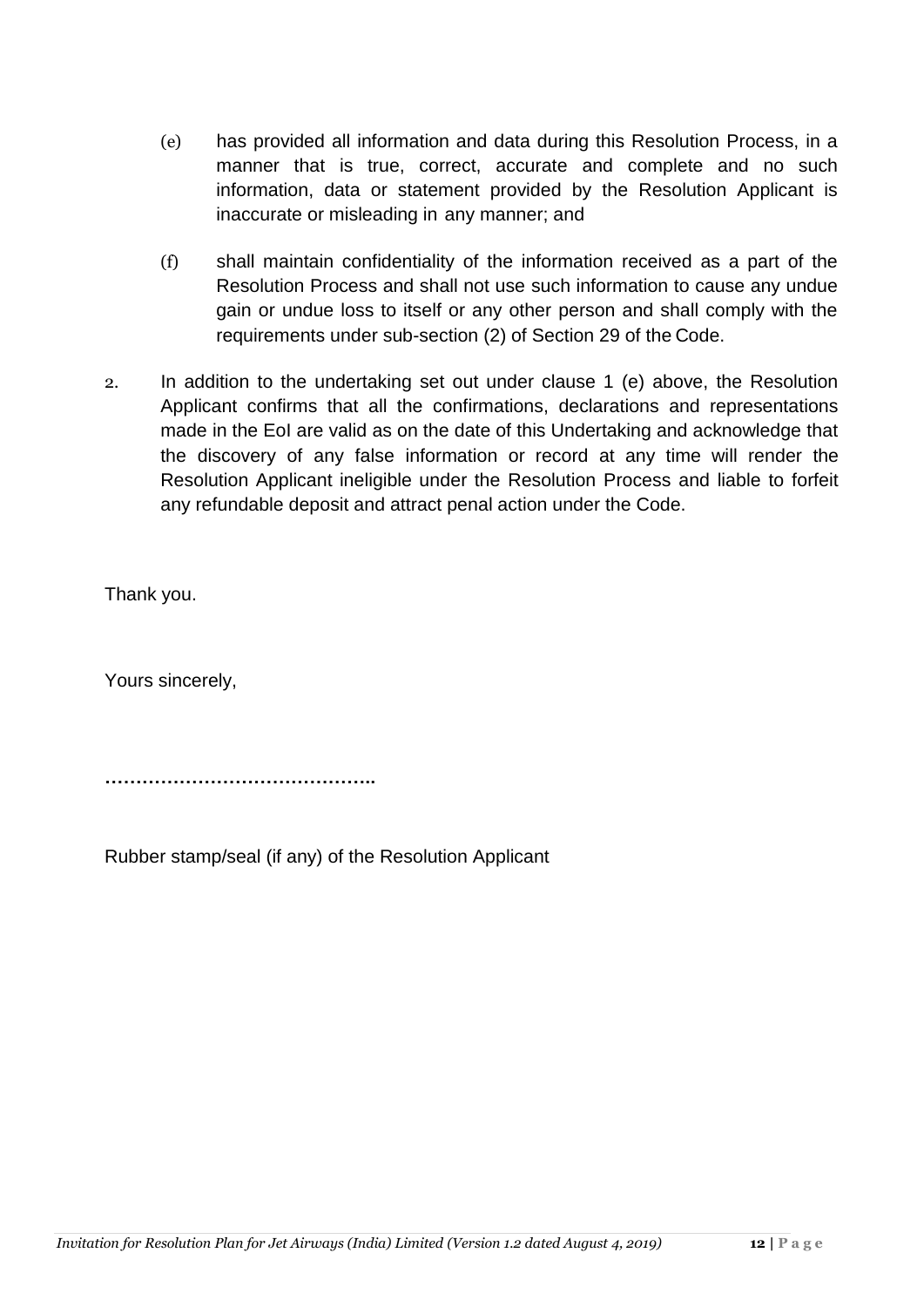(e) has provided all information and data during this Resolution Process, in a manner that is true, correct, accurate and complete and no such information, data or statement provided by the Resolution Applicant is inaccurate or misleading in any manner; and

(f) shall maintain confidentiality of the information received as a part of the Resolution Process and shall not use such information to cause any undue gain or undue loss to itself or any other person and shall comply with the requirements under sub-section (2) of Section 29 of the Code.

2. In addition to the undertaking set out under clause 1 (e) above, the Resolution Applicant confirms that all the confirmations, declarations and representations made in the EoI are valid as on the date of this Undertaking and acknowledge that the discovery of any false information or record at any time will render the Resolution Applicant ineligible under the Resolution Process and liable to forfeit any refundable deposit and attract penal action under the Code.

Thank you.

Yours sincerely,

……………………………………..

Rubber stamp/seal (if any) of the Resolution Applicant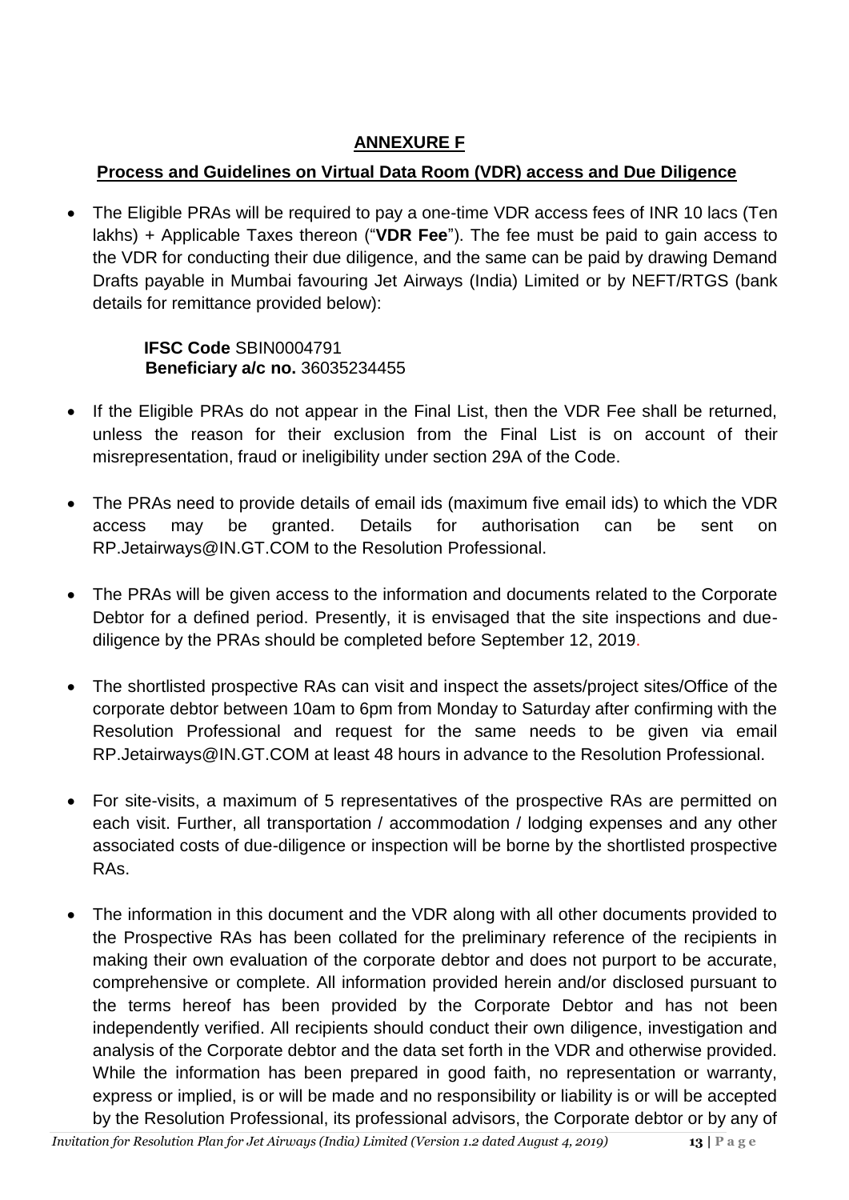## ANNEXURE F

### Process and Guidelines on Virtual Data Room (VDR) access and Due Diligence

- The Eligible PRAs will be required to pay a one-time VDR access fees of INR 10 lacs (Ten lakhs) + Applicable Taxes thereon ("**VDR Fee**"). The fee must be paid to gain access to the VDR for conducting their due diligence, and the same can be paid by drawing Demand Drafts payable in Mumbai favouring Jet Airways (India) Limited or by NEFT/RTGS (bank details for remittance provided below):

  **IFSC Code** SBIN0004791
  **Beneficiary a/c no.** 36035234455

- If the Eligible PRAs do not appear in the Final List, then the VDR Fee shall be returned, unless the reason for their exclusion from the Final List is on account of their misrepresentation, fraud or ineligibility under section 29A of the Code.

- The PRAs need to provide details of email ids (maximum five email ids) to which the VDR access may be granted. Details for authorisation can be sent on RP.Jetairways@IN.GT.COM to the Resolution Professional.

- The PRAs will be given access to the information and documents related to the Corporate Debtor for a defined period. Presently, it is envisaged that the site inspections and due-diligence by the PRAs should be completed before September 12, 2019.

- The shortlisted prospective RAs can visit and inspect the assets/project sites/Office of the corporate debtor between 10am to 6pm from Monday to Saturday after confirming with the Resolution Professional and request for the same needs to be given via email RP.Jetairways@IN.GT.COM at least 48 hours in advance to the Resolution Professional.

- For site-visits, a maximum of 5 representatives of the prospective RAs are permitted on each visit. Further, all transportation / accommodation / lodging expenses and any other associated costs of due-diligence or inspection will be borne by the shortlisted prospective RAs.

- The information in this document and the VDR along with all other documents provided to the Prospective RAs has been collated for the preliminary reference of the recipients in making their own evaluation of the corporate debtor and does not purport to be accurate, comprehensive or complete. All information provided herein and/or disclosed pursuant to the terms hereof has been provided by the Corporate Debtor and has not been independently verified. All recipients should conduct their own diligence, investigation and analysis of the Corporate debtor and the data set forth in the VDR and otherwise provided. While the information has been prepared in good faith, no representation or warranty, express or implied, is or will be made and no responsibility or liability is or will be accepted by the Resolution Professional, its professional advisors, the Corporate debtor or by any of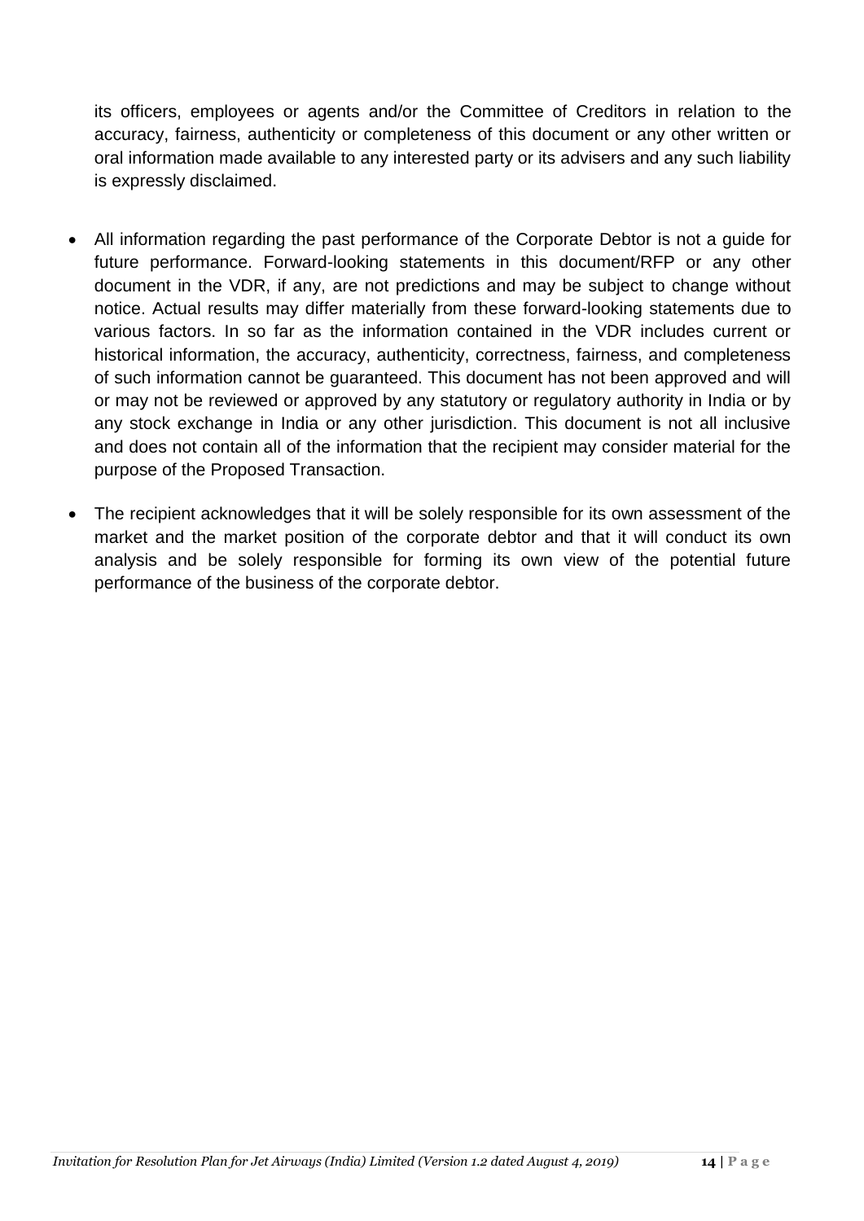its officers, employees or agents and/or the Committee of Creditors in relation to the accuracy, fairness, authenticity or completeness of this document or any other written or oral information made available to any interested party or its advisers and any such liability is expressly disclaimed.

- All information regarding the past performance of the Corporate Debtor is not a guide for future performance. Forward-looking statements in this document/RFP or any other document in the VDR, if any, are not predictions and may be subject to change without notice. Actual results may differ materially from these forward-looking statements due to various factors. In so far as the information contained in the VDR includes current or historical information, the accuracy, authenticity, correctness, fairness, and completeness of such information cannot be guaranteed. This document has not been approved and will or may not be reviewed or approved by any statutory or regulatory authority in India or by any stock exchange in India or any other jurisdiction. This document is not all inclusive and does not contain all of the information that the recipient may consider material for the purpose of the Proposed Transaction.
- The recipient acknowledges that it will be solely responsible for its own assessment of the market and the market position of the corporate debtor and that it will conduct its own analysis and be solely responsible for forming its own view of the potential future performance of the business of the corporate debtor.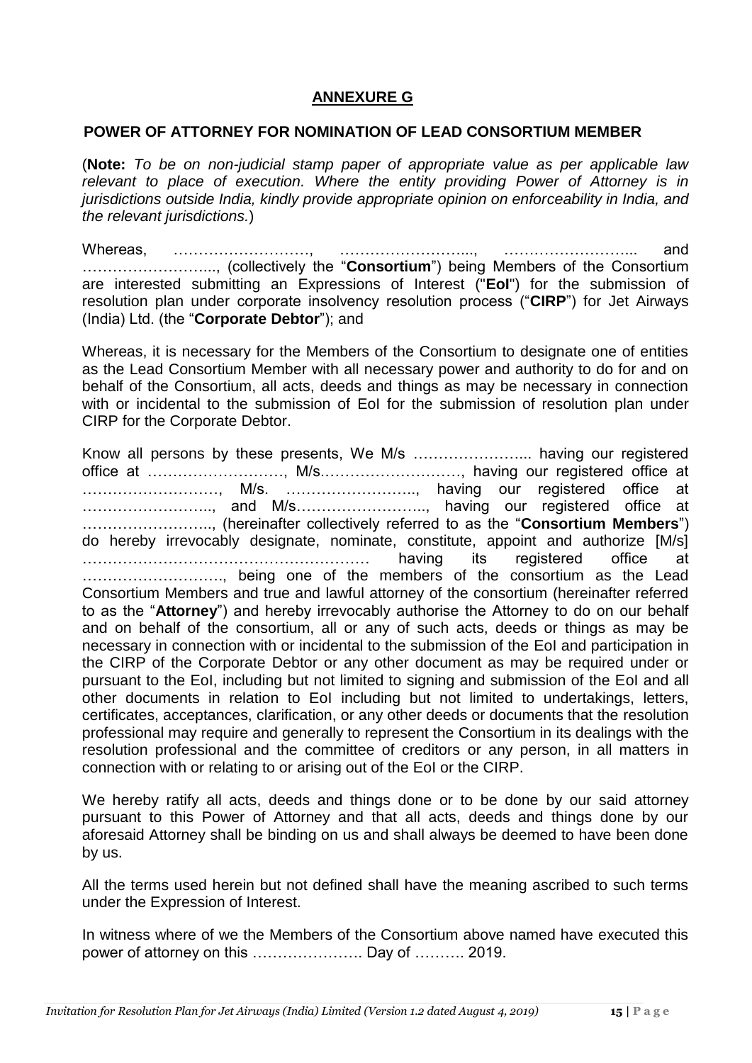## ANNEXURE G

### POWER OF ATTORNEY FOR NOMINATION OF LEAD CONSORTIUM MEMBER

(**Note:** *To be on non-judicial stamp paper of appropriate value as per applicable law relevant to place of execution. Where the entity providing Power of Attorney is in jurisdictions outside India, kindly provide appropriate opinion on enforceability in India, and the relevant jurisdictions.*)

Whereas, ………………………, ……………………..., ……………………... and ……………………..., (collectively the "**Consortium**") being Members of the Consortium are interested submitting an Expressions of Interest ("**EoI**") for the submission of resolution plan under corporate insolvency resolution process ("**CIRP**") for Jet Airways (India) Ltd. (the "**Corporate Debtor**"); and

Whereas, it is necessary for the Members of the Consortium to designate one of entities as the Lead Consortium Member with all necessary power and authority to do for and on behalf of the Consortium, all acts, deeds and things as may be necessary in connection with or incidental to the submission of EoI for the submission of resolution plan under CIRP for the Corporate Debtor.

Know all persons by these presents, We M/s …………………... having our registered office at ………………………, M/s………………………, having our registered office at ………………………, M/s. …………………….., having our registered office at …………………….., and M/s…………………….., having our registered office at …………………….., (hereinafter collectively referred to as the "**Consortium Members**") do hereby irrevocably designate, nominate, constitute, appoint and authorize [M/s] ………………………………………………… having its registered office at ……………………….., being one of the members of the consortium as the Lead Consortium Members and true and lawful attorney of the consortium (hereinafter referred to as the "**Attorney**") and hereby irrevocably authorise the Attorney to do on our behalf and on behalf of the consortium, all or any of such acts, deeds or things as may be necessary in connection with or incidental to the submission of the EoI and participation in the CIRP of the Corporate Debtor or any other document as may be required under or pursuant to the EoI, including but not limited to signing and submission of the EoI and all other documents in relation to EoI including but not limited to undertakings, letters, certificates, acceptances, clarification, or any other deeds or documents that the resolution professional may require and generally to represent the Consortium in its dealings with the resolution professional and the committee of creditors or any person, in all matters in connection with or relating to or arising out of the EoI or the CIRP.

We hereby ratify all acts, deeds and things done or to be done by our said attorney pursuant to this Power of Attorney and that all acts, deeds and things done by our aforesaid Attorney shall be binding on us and shall always be deemed to have been done by us.

All the terms used herein but not defined shall have the meaning ascribed to such terms under the Expression of Interest.

In witness where of we the Members of the Consortium above named have executed this power of attorney on this …………………. Day of ………. 2019.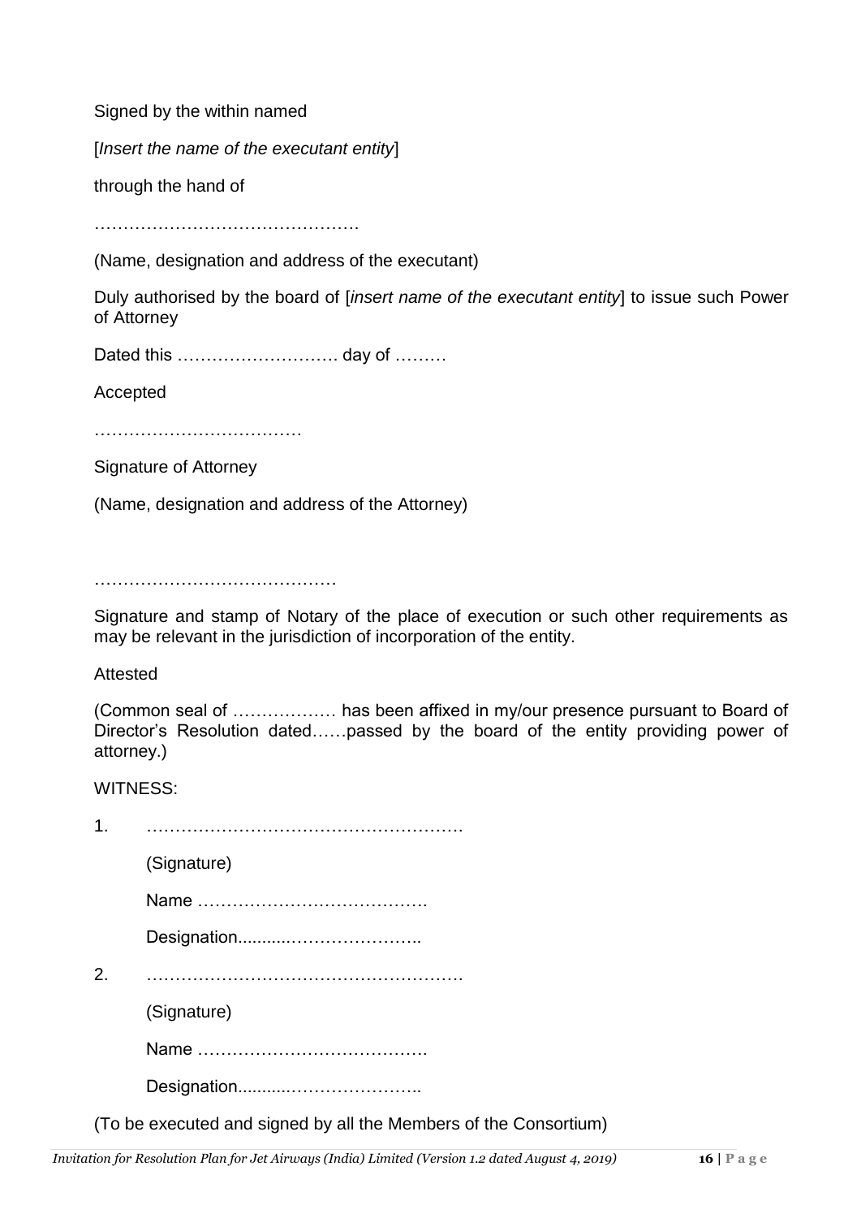Signed by the within named

[*Insert the name of the executant entity*]

through the hand of

……………………………………….

(Name, designation and address of the executant)

Duly authorised by the board of [*insert name of the executant entity*] to issue such Power of Attorney

Dated this ………………………. day of ………

Accepted

………………………………

Signature of Attorney

(Name, designation and address of the Attorney)

……………………………………

Signature and stamp of Notary of the place of execution or such other requirements as may be relevant in the jurisdiction of incorporation of the entity.

Attested

(Common seal of ……………… has been affixed in my/our presence pursuant to Board of Director's Resolution dated……passed by the board of the entity providing power of attorney.)

WITNESS:

1. ……………………………………………….

   (Signature)

   Name ………………………………….

   Designation...........………………….

2. ……………………………………………….

   (Signature)

   Name ………………………………….

   Designation...........………………….

(To be executed and signed by all the Members of the Consortium)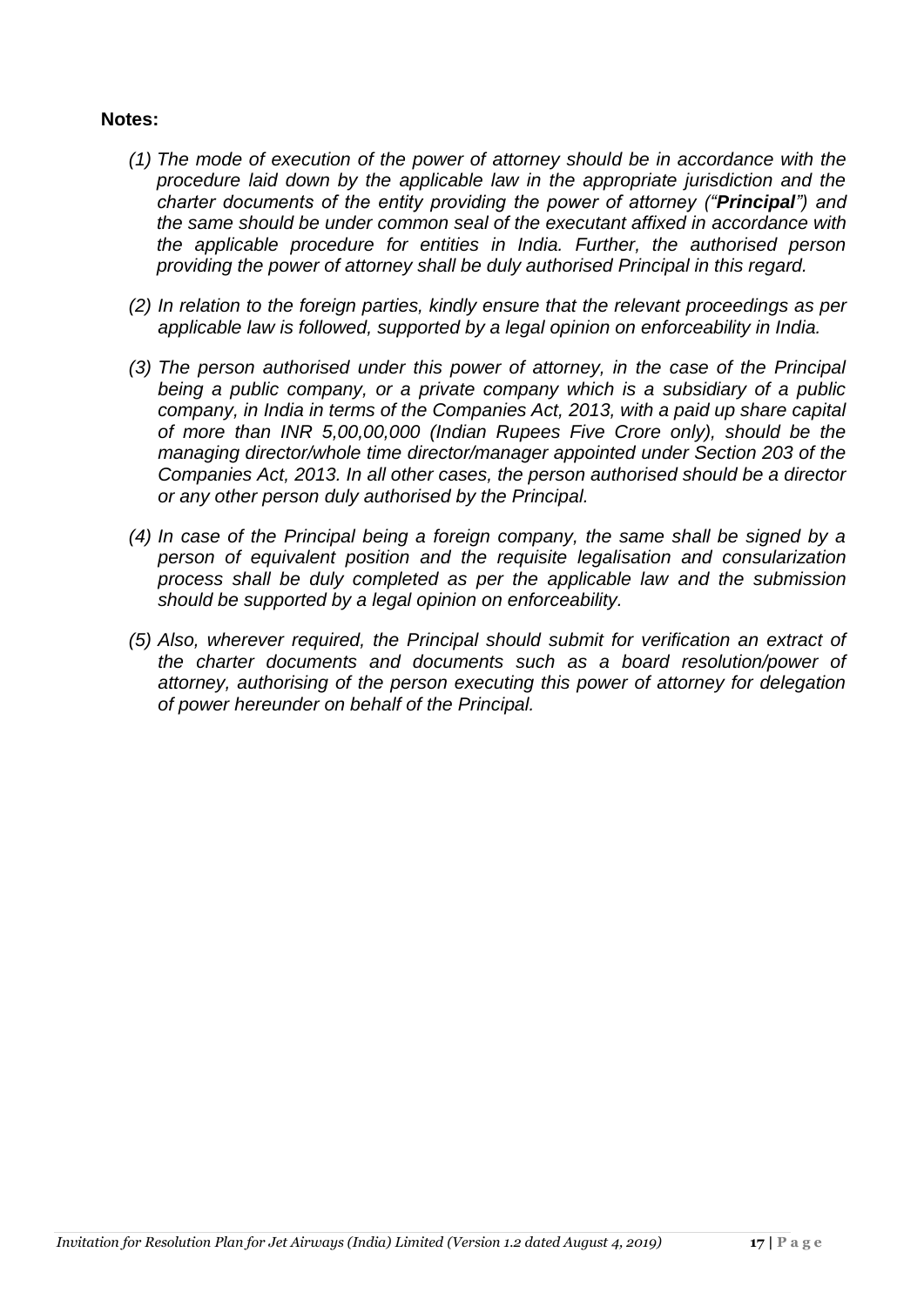**Notes:**

*(1) The mode of execution of the power of attorney should be in accordance with the procedure laid down by the applicable law in the appropriate jurisdiction and the charter documents of the entity providing the power of attorney ("**Principal**") and the same should be under common seal of the executant affixed in accordance with the applicable procedure for entities in India. Further, the authorised person providing the power of attorney shall be duly authorised Principal in this regard.*

*(2) In relation to the foreign parties, kindly ensure that the relevant proceedings as per applicable law is followed, supported by a legal opinion on enforceability in India.*

*(3) The person authorised under this power of attorney, in the case of the Principal being a public company, or a private company which is a subsidiary of a public company, in India in terms of the Companies Act, 2013, with a paid up share capital of more than INR 5,00,00,000 (Indian Rupees Five Crore only), should be the managing director/whole time director/manager appointed under Section 203 of the Companies Act, 2013. In all other cases, the person authorised should be a director or any other person duly authorised by the Principal.*

*(4) In case of the Principal being a foreign company, the same shall be signed by a person of equivalent position and the requisite legalisation and consularization process shall be duly completed as per the applicable law and the submission should be supported by a legal opinion on enforceability.*

*(5) Also, wherever required, the Principal should submit for verification an extract of the charter documents and documents such as a board resolution/power of attorney, authorising of the person executing this power of attorney for delegation of power hereunder on behalf of the Principal.*